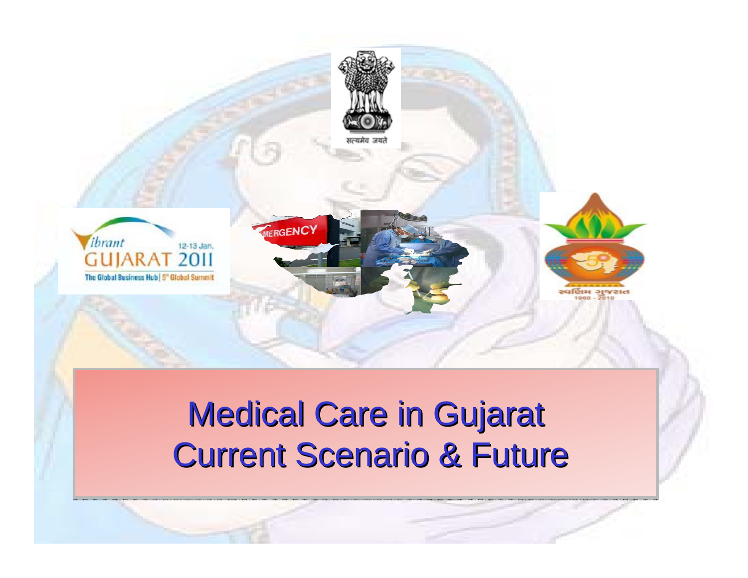# Medical Care in Gujarat
# Current Scenario & Future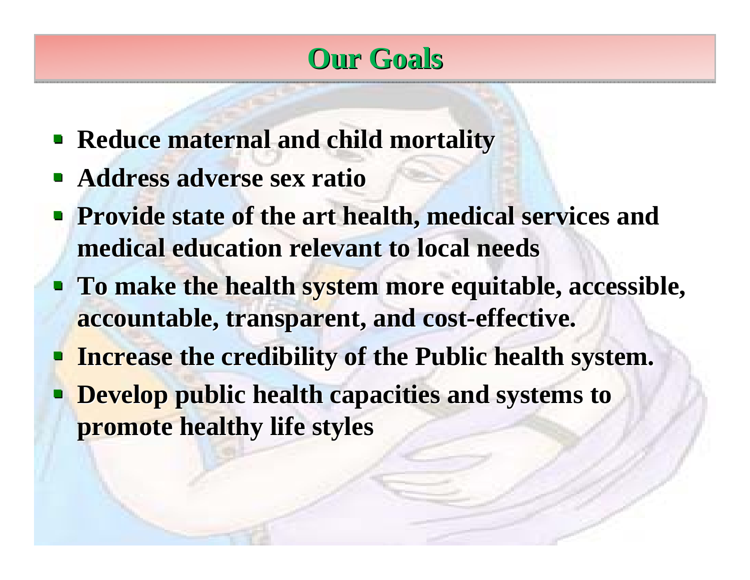# Our Goals

- **Reduce maternal and child mortality**
- **Address adverse sex ratio**
- **Provide state of the art health, medical services and medical education relevant to local needs**
- **To make the health system more equitable, accessible, accountable, transparent, and cost-effective.**
- **Increase the credibility of the Public health system.**
- **Develop public health capacities and systems to promote healthy life styles**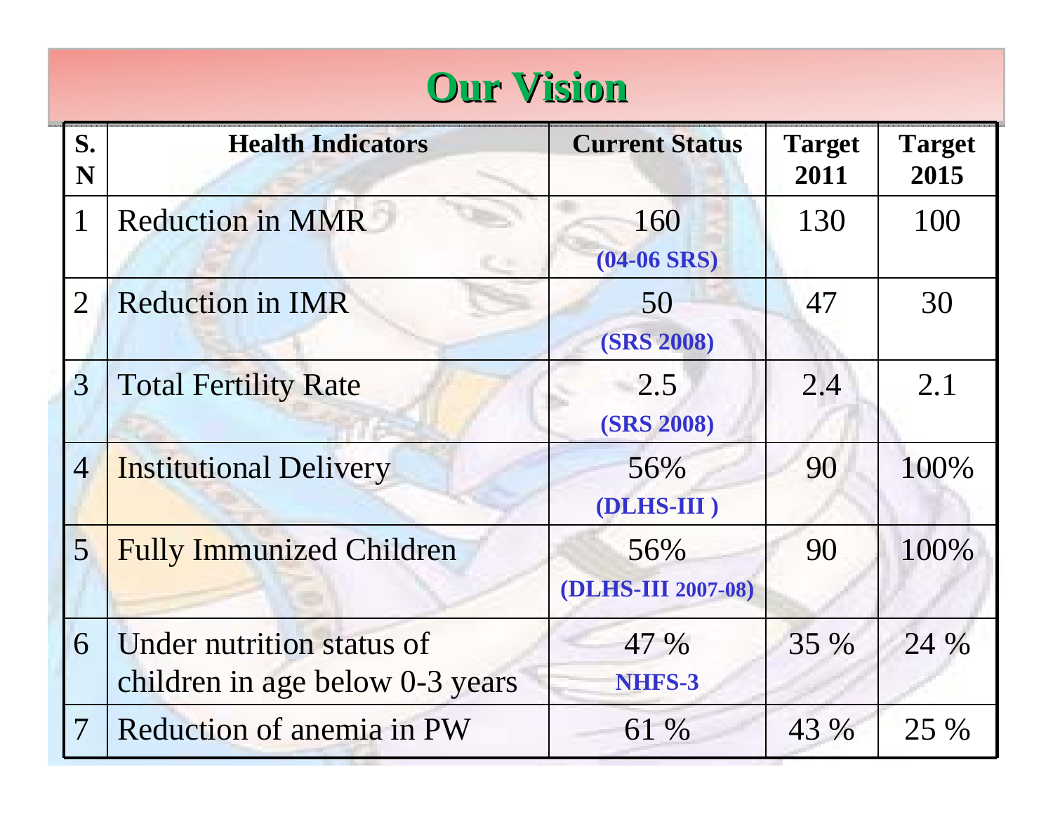# Our Vision

| S. N | Health Indicators | Current Status | Target 2011 | Target 2015 |
|---|---|---|---|---|
| 1 | Reduction in MMR | 160 **(04-06 SRS)** | 130 | 100 |
| 2 | Reduction in IMR | 50 **(SRS 2008)** | 47 | 30 |
| 3 | Total Fertility Rate | 2.5 **(SRS 2008)** | 2.4 | 2.1 |
| 4 | Institutional Delivery | 56% **(DLHS-III )** | 90 | 100% |
| 5 | Fully Immunized Children | 56% **(DLHS-III 2007-08)** | 90 | 100% |
| 6 | Under nutrition status of children in age below 0-3 years | 47 % **NHFS-3** | 35 % | 24 % |
| 7 | Reduction of anemia in PW | 61 % | 43 % | 25 % |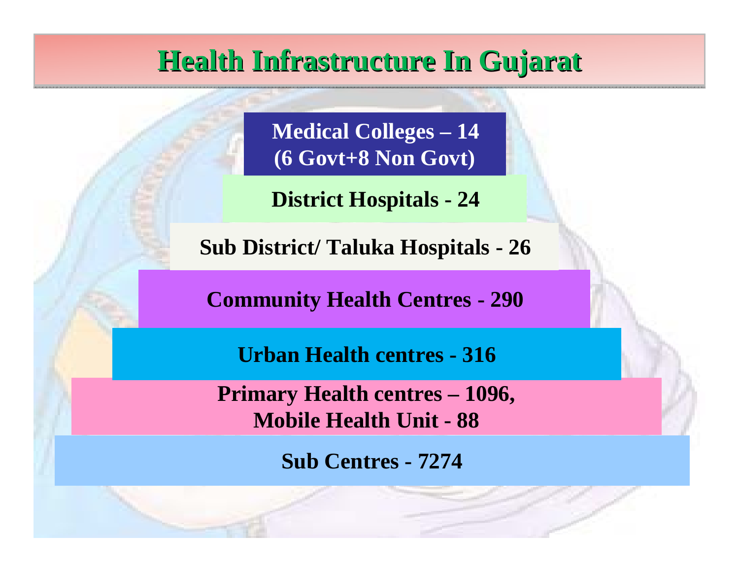# Health Infrastructure In Gujarat

**Medical Colleges – 14**
**(6 Govt+8 Non Govt)**

**District Hospitals - 24**

**Sub District/ Taluka Hospitals - 26**

**Community Health Centres - 290**

**Urban Health centres - 316**

**Primary Health centres – 1096,**
**Mobile Health Unit - 88**

**Sub Centres - 7274**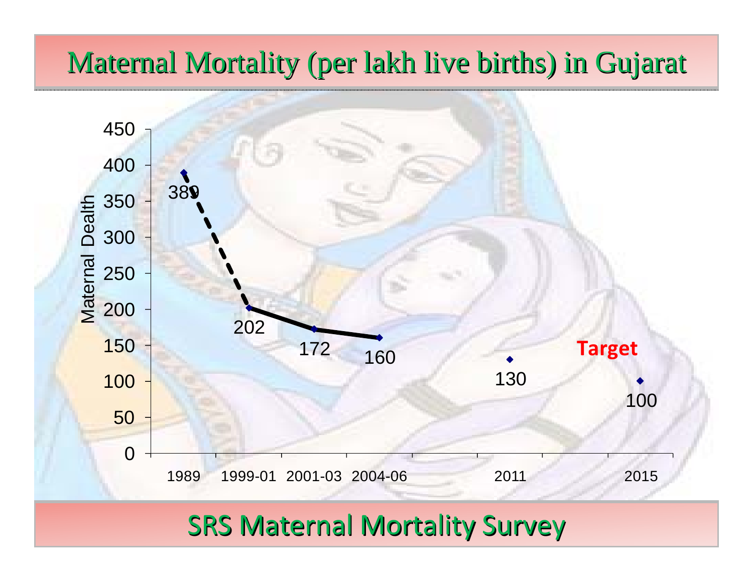# Maternal Mortality (per lakh live births) in Gujarat

| Year | Maternal Dealth |
|---|---|
| 1989 | 389 |
| 1999-01 | 202 |
| 2001-03 | 172 |
| 2004-06 | 160 |
| 2011 | 130 |
| 2015 (Target) | 100 |

## SRS Maternal Mortality Survey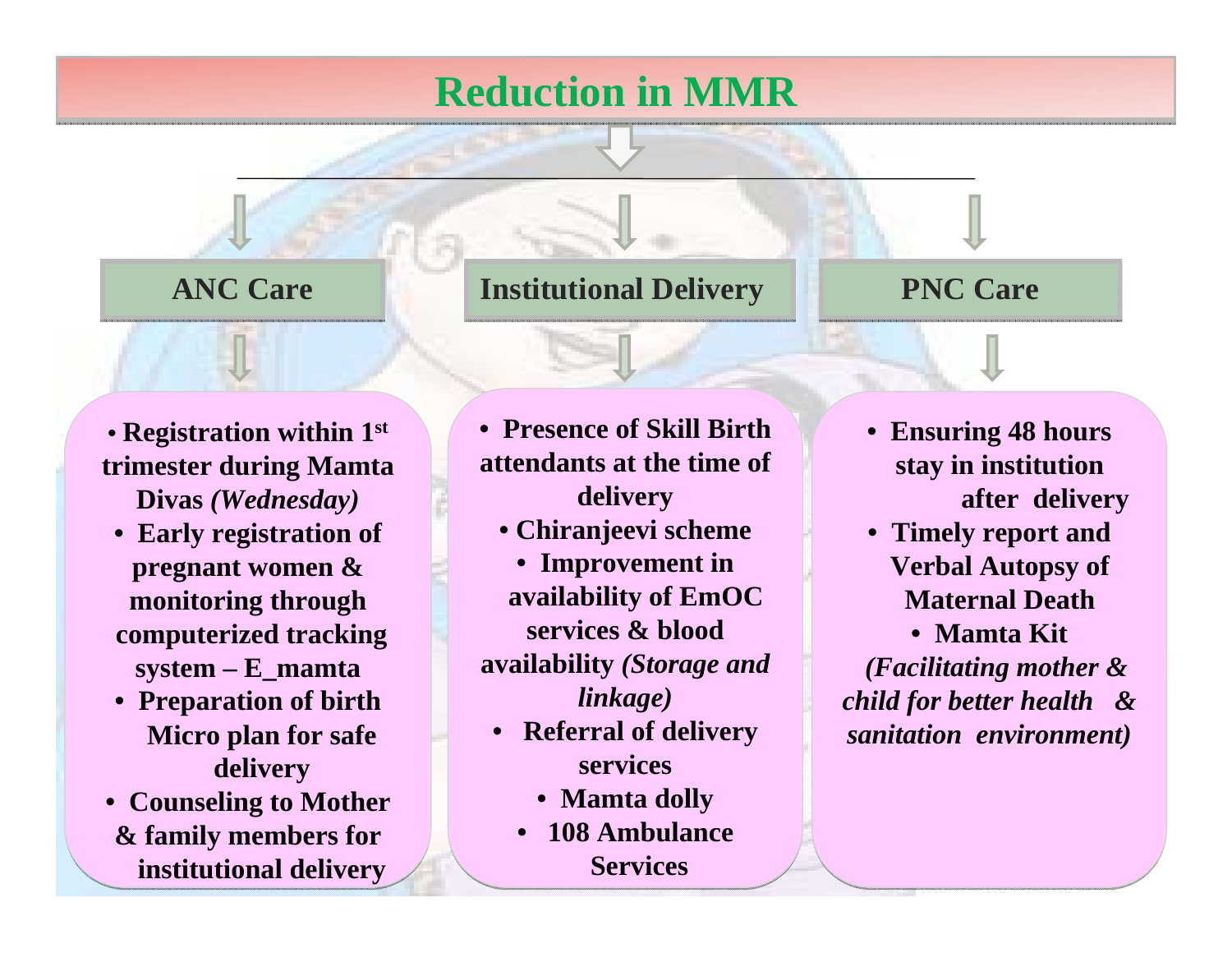# Reduction in MMR

## ANC Care

- Registration within 1st trimester during Mamta Divas *(Wednesday)*
- Early registration of pregnant women & monitoring through computerized tracking system – E_mamta
- Preparation of birth Micro plan for safe delivery
- Counseling to Mother & family members for institutional delivery

## Institutional Delivery

- Presence of Skill Birth attendants at the time of delivery
- Chiranjeevi scheme
- Improvement in availability of EmOC services & blood availability *(Storage and linkage)*
- Referral of delivery services
- Mamta dolly
- 108 Ambulance Services

## PNC Care

- Ensuring 48 hours stay in institution after delivery
- Timely report and Verbal Autopsy of Maternal Death
- Mamta Kit *(Facilitating mother & child for better health & sanitation environment)*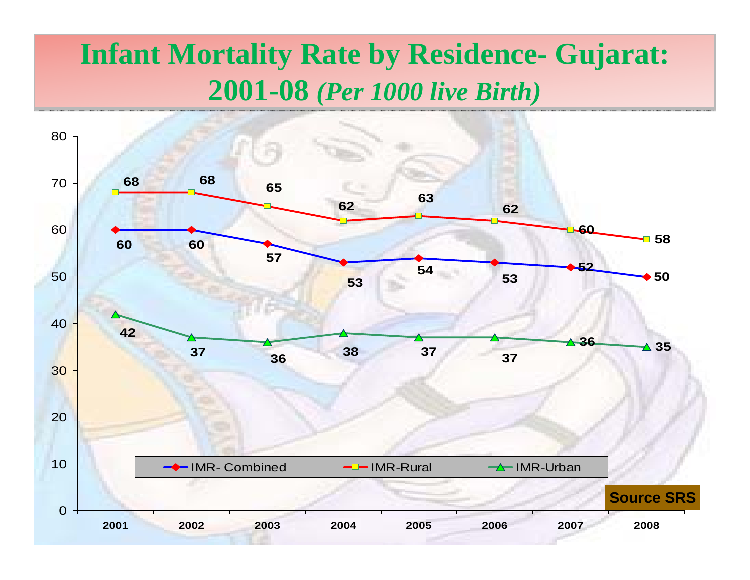# Infant Mortality Rate by Residence- Gujarat: 2001-08 *(Per 1000 live Birth)*

| Year | IMR- Combined | IMR-Rural | IMR-Urban |
|---|---|---|---|
| 2001 | 60 | 68 | 42 |
| 2002 | 60 | 68 | 37 |
| 2003 | 57 | 65 | 36 |
| 2004 | 53 | 62 | 38 |
| 2005 | 54 | 63 | 37 |
| 2006 | 53 | 62 | 37 |
| 2007 | 52 | 60 | 36 |
| 2008 | 50 | 58 | 35 |

Source SRS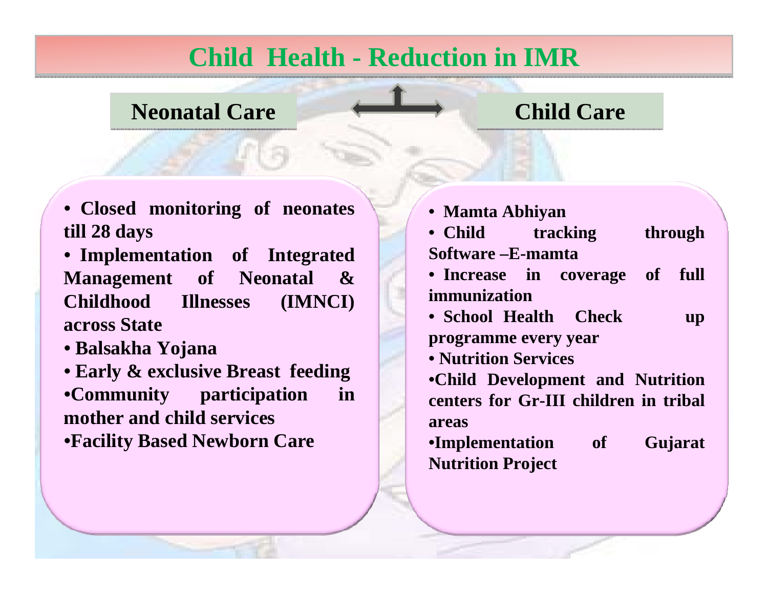# Child Health - Reduction in IMR

## Neonatal Care

- Closed monitoring of neonates till 28 days
- Implementation of Integrated Management of Neonatal & Childhood Illnesses (IMNCI) across State
- Balsakha Yojana
- Early & exclusive Breast feeding
- Community participation in mother and child services
- Facility Based Newborn Care

## Child Care

- Mamta Abhiyan
- Child tracking through Software –E-mamta
- Increase in coverage of full immunization
- School Health Check up programme every year
- Nutrition Services
- Child Development and Nutrition centers for Gr-III children in tribal areas
- Implementation of Gujarat Nutrition Project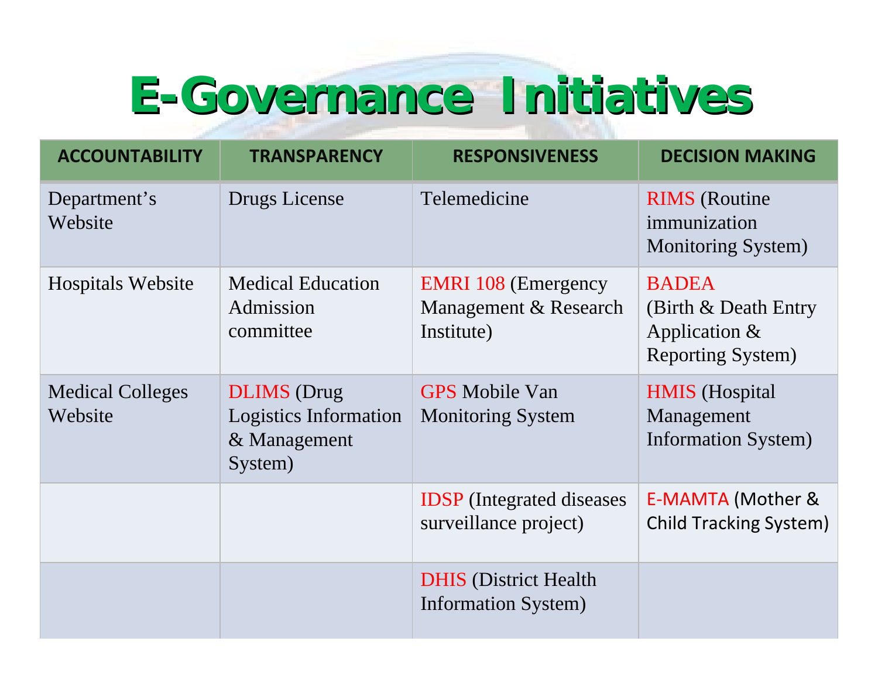# E-Governance Initiatives

| ACCOUNTABILITY | TRANSPARENCY | RESPONSIVENESS | DECISION MAKING |
|---|---|---|---|
| Department's Website | Drugs License | Telemedicine | RIMS (Routine immunization Monitoring System) |
| Hospitals Website | Medical Education Admission committee | EMRI 108 (Emergency Management & Research Institute) | BADEA (Birth & Death Entry Application & Reporting System) |
| Medical Colleges Website | DLIMS (Drug Logistics Information & Management System) | GPS Mobile Van Monitoring System | HMIS (Hospital Management Information System) |
| | | IDSP (Integrated diseases surveillance project) | E-MAMTA (Mother & Child Tracking System) |
| | | DHIS (District Health Information System) | |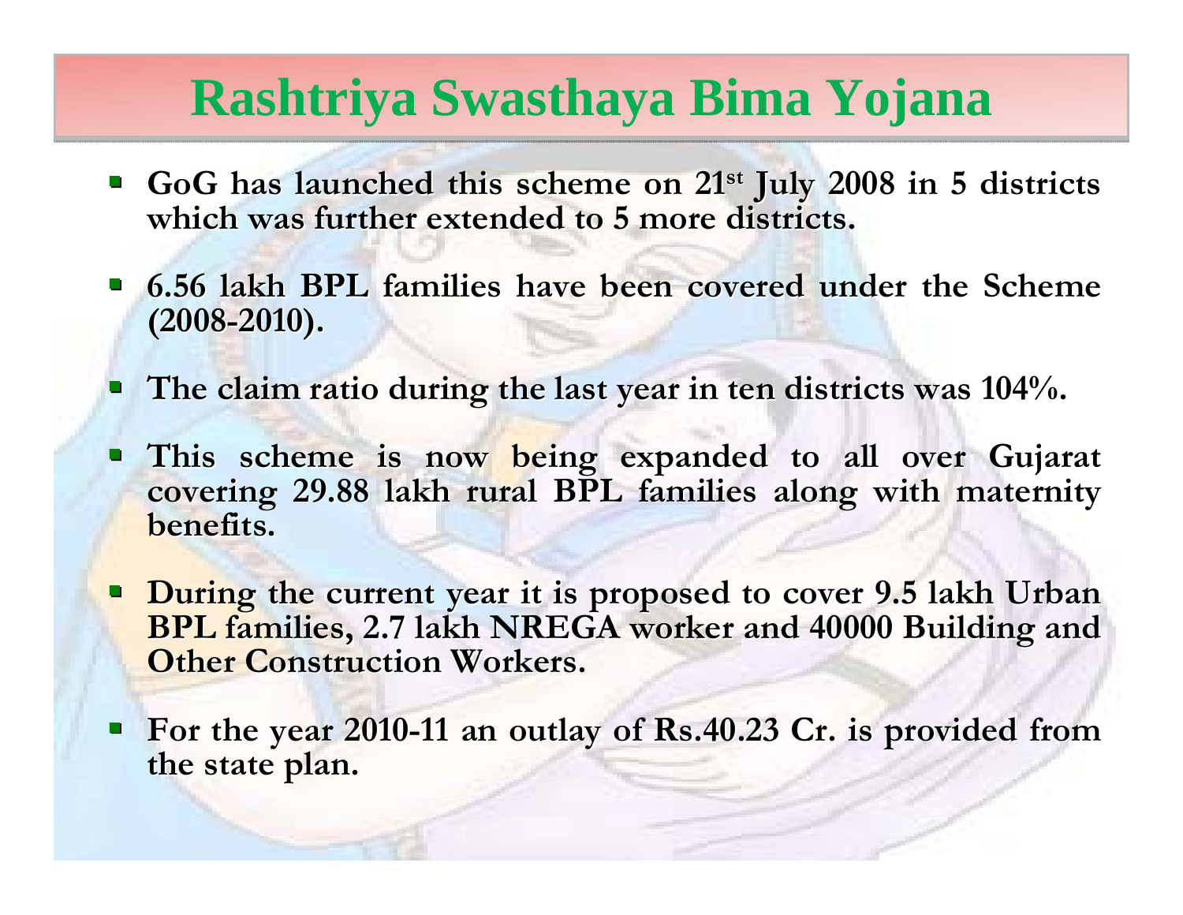# Rashtriya Swasthaya Bima Yojana

- **GoG has launched this scheme on 21st July 2008 in 5 districts which was further extended to 5 more districts.**
- **6.56 lakh BPL families have been covered under the Scheme (2008-2010).**
- **The claim ratio during the last year in ten districts was 104%.**
- **This scheme is now being expanded to all over Gujarat covering 29.88 lakh rural BPL families along with maternity benefits.**
- **During the current year it is proposed to cover 9.5 lakh Urban BPL families, 2.7 lakh NREGA worker and 40000 Building and Other Construction Workers.**
- **For the year 2010-11 an outlay of Rs.40.23 Cr. is provided from the state plan.**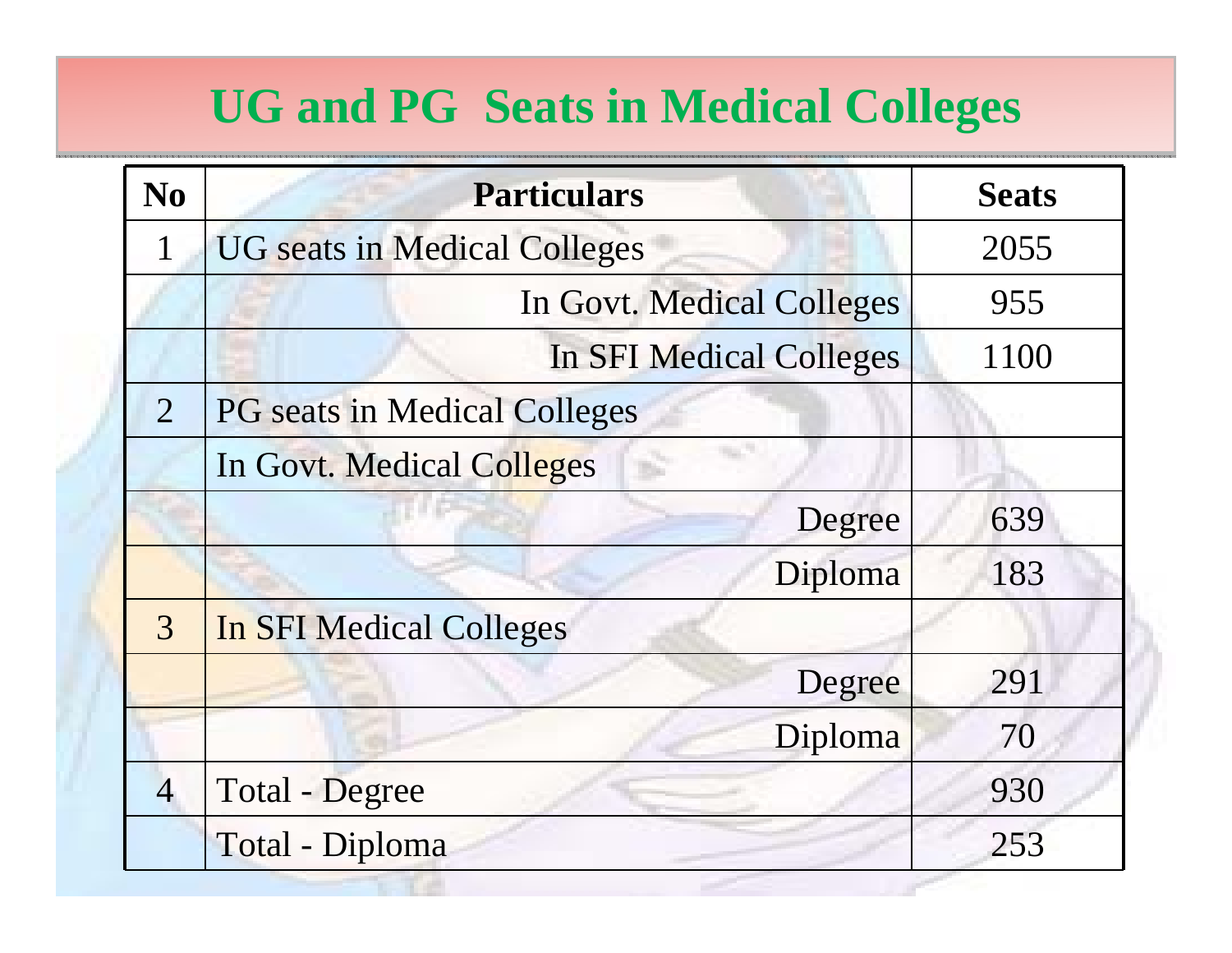# UG and PG Seats in Medical Colleges

| No | Particulars | Seats |
|---|---|---|
| 1 | UG seats in Medical Colleges | 2055 |
| | In Govt. Medical Colleges | 955 |
| | In SFI Medical Colleges | 1100 |
| 2 | PG seats in Medical Colleges | |
| | In Govt. Medical Colleges | |
| | Degree | 639 |
| | Diploma | 183 |
| 3 | In SFI Medical Colleges | |
| | Degree | 291 |
| | Diploma | 70 |
| 4 | Total - Degree | 930 |
| | Total - Diploma | 253 |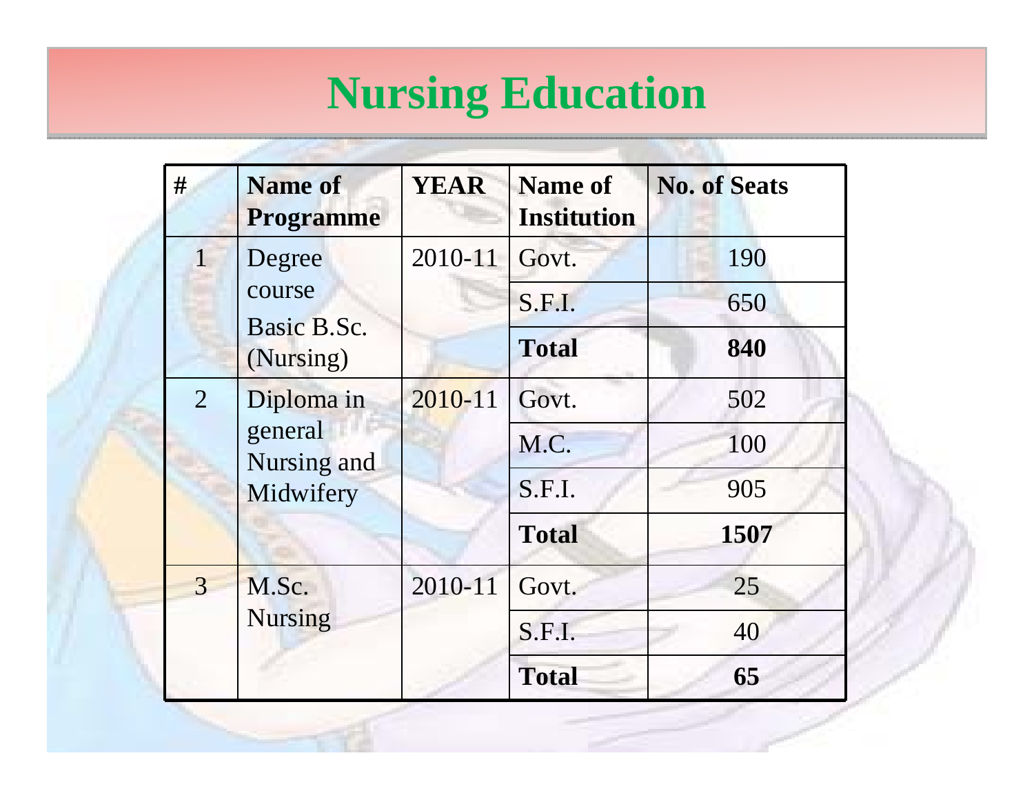# Nursing Education

| # | Name of Programme | YEAR | Name of Institution | No. of Seats |
|---|---|---|---|---|
| 1 | Degree course Basic B.Sc. (Nursing) | 2010-11 | Govt. | 190 |
| | | | S.F.I. | 650 |
| | | | **Total** | **840** |
| 2 | Diploma in general Nursing and Midwifery | 2010-11 | Govt. | 502 |
| | | | M.C. | 100 |
| | | | S.F.I. | 905 |
| | | | **Total** | **1507** |
| 3 | M.Sc. Nursing | 2010-11 | Govt. | 25 |
| | | | S.F.I. | 40 |
| | | | **Total** | **65** |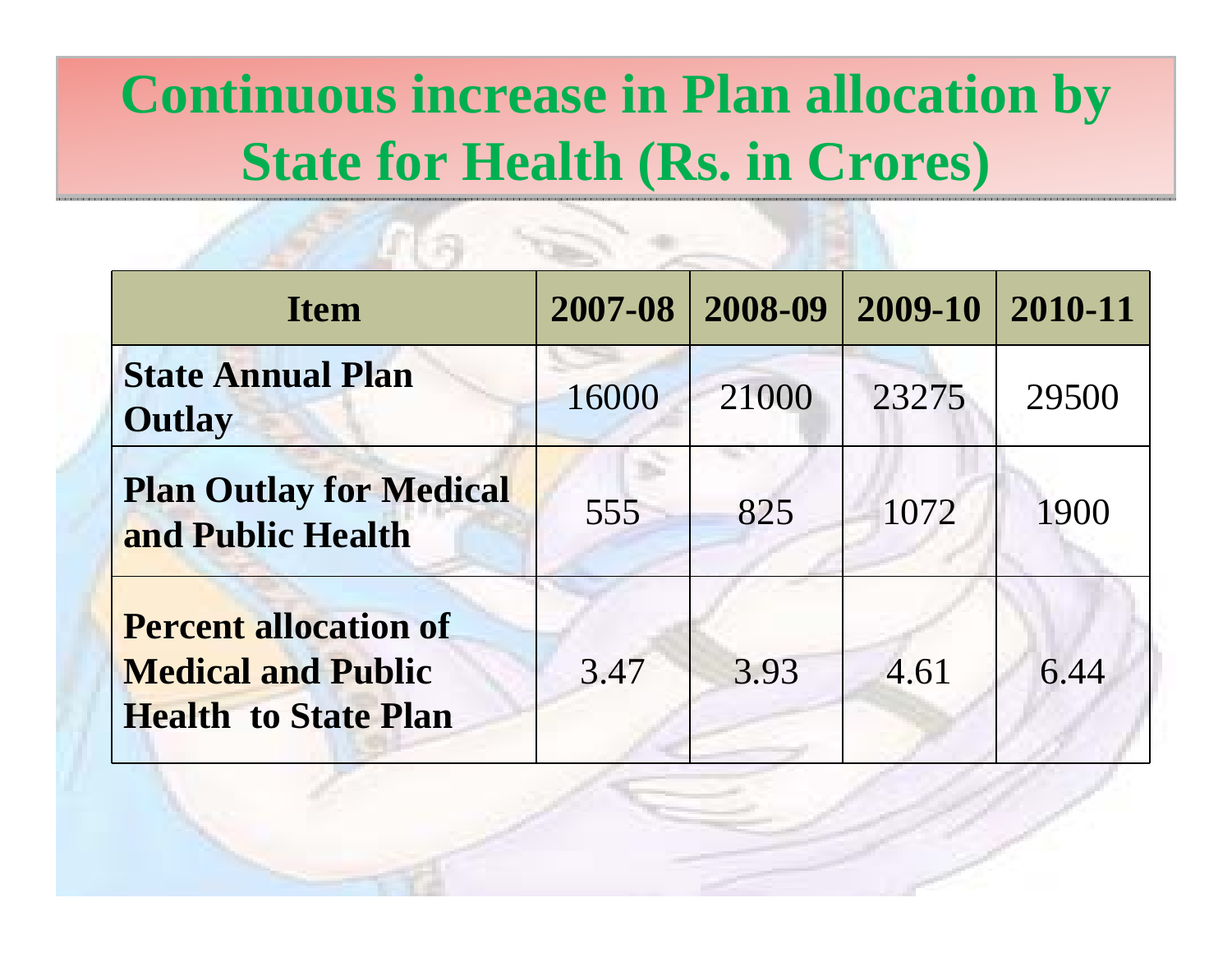# Continuous increase in Plan allocation by State for Health (Rs. in Crores)

| Item | 2007-08 | 2008-09 | 2009-10 | 2010-11 |
|---|---|---|---|---|
| **State Annual Plan Outlay** | 16000 | 21000 | 23275 | 29500 |
| **Plan Outlay for Medical and Public Health** | 555 | 825 | 1072 | 1900 |
| **Percent allocation of Medical and Public Health to State Plan** | 3.47 | 3.93 | 4.61 | 6.44 |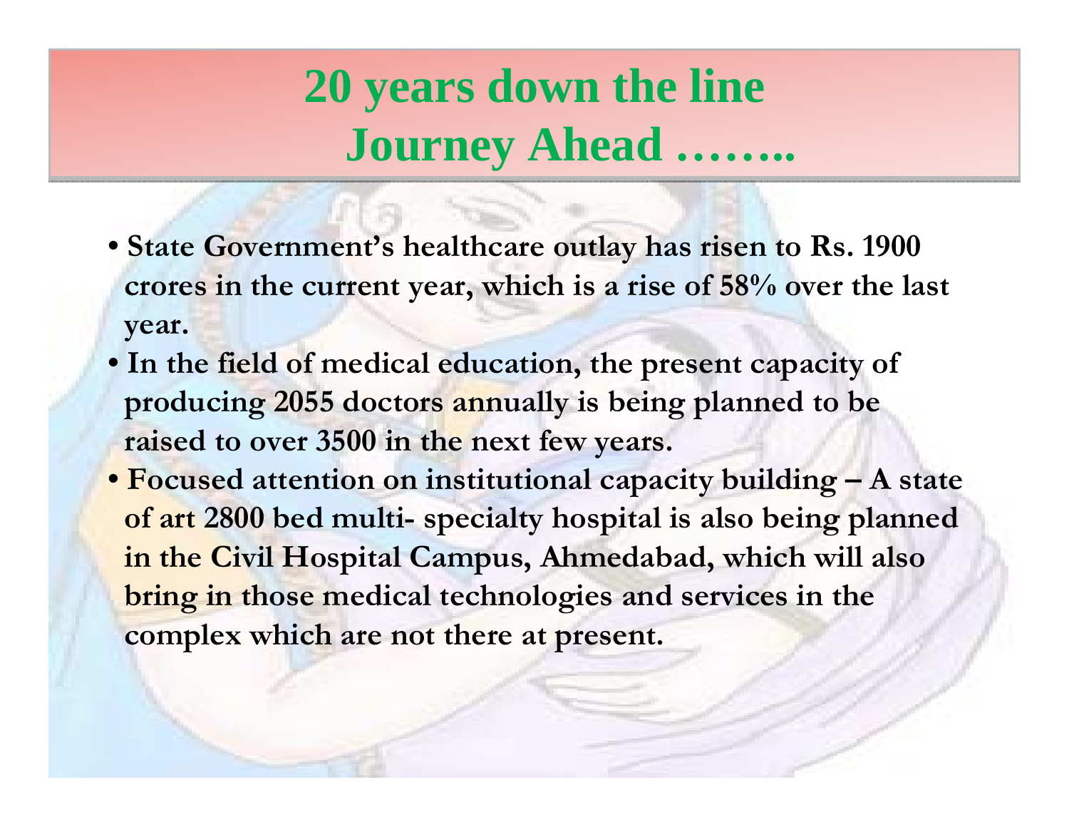# 20 years down the line
# Journey Ahead ……..

- **State Government's healthcare outlay has risen to Rs. 1900 crores in the current year, which is a rise of 58% over the last year.**
- **In the field of medical education, the present capacity of producing 2055 doctors annually is being planned to be raised to over 3500 in the next few years.**
- **Focused attention on institutional capacity building – A state of art 2800 bed multi- specialty hospital is also being planned in the Civil Hospital Campus, Ahmedabad, which will also bring in those medical technologies and services in the complex which are not there at present.**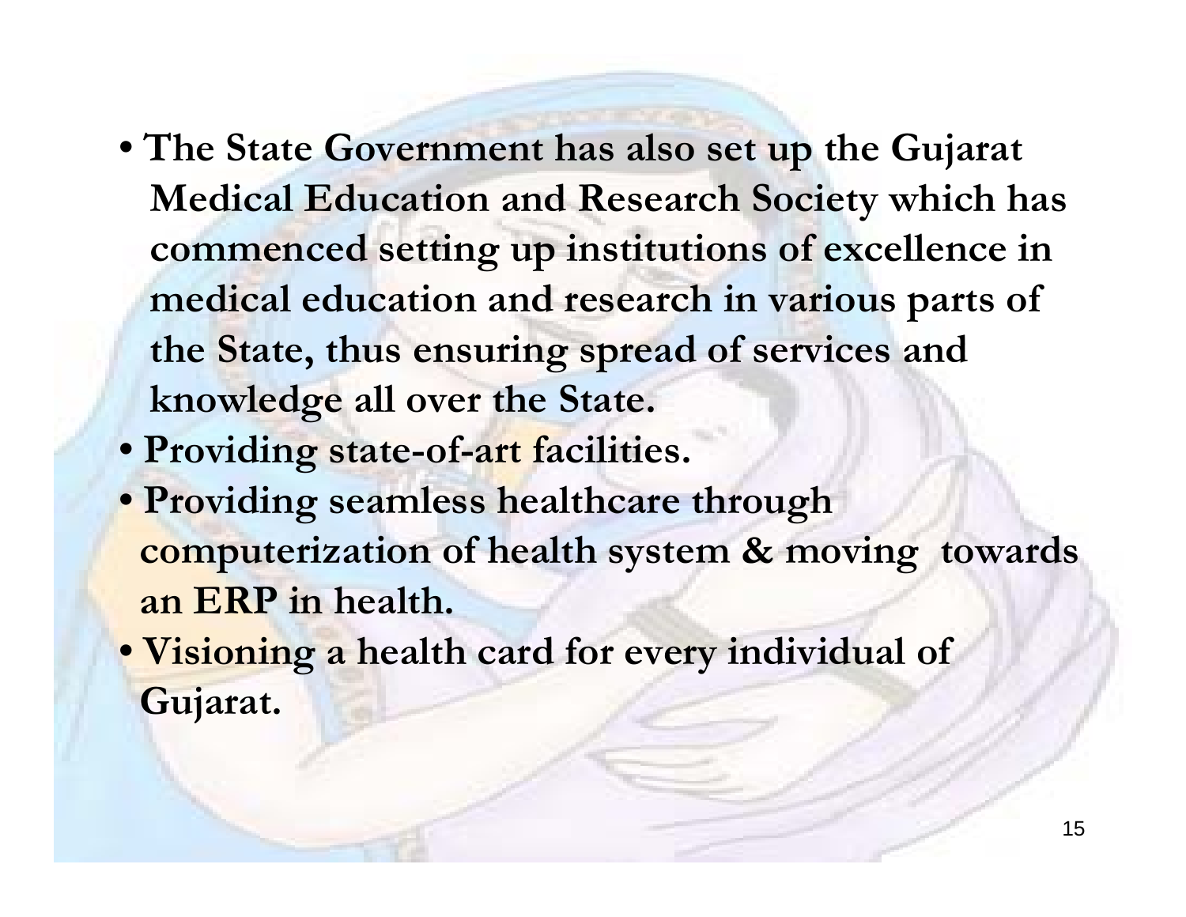- **The State Government has also set up the Gujarat Medical Education and Research Society which has commenced setting up institutions of excellence in medical education and research in various parts of the State, thus ensuring spread of services and knowledge all over the State.**
- **Providing state-of-art facilities.**
- **Providing seamless healthcare through computerization of health system & moving towards an ERP in health.**
- **Visioning a health card for every individual of Gujarat.**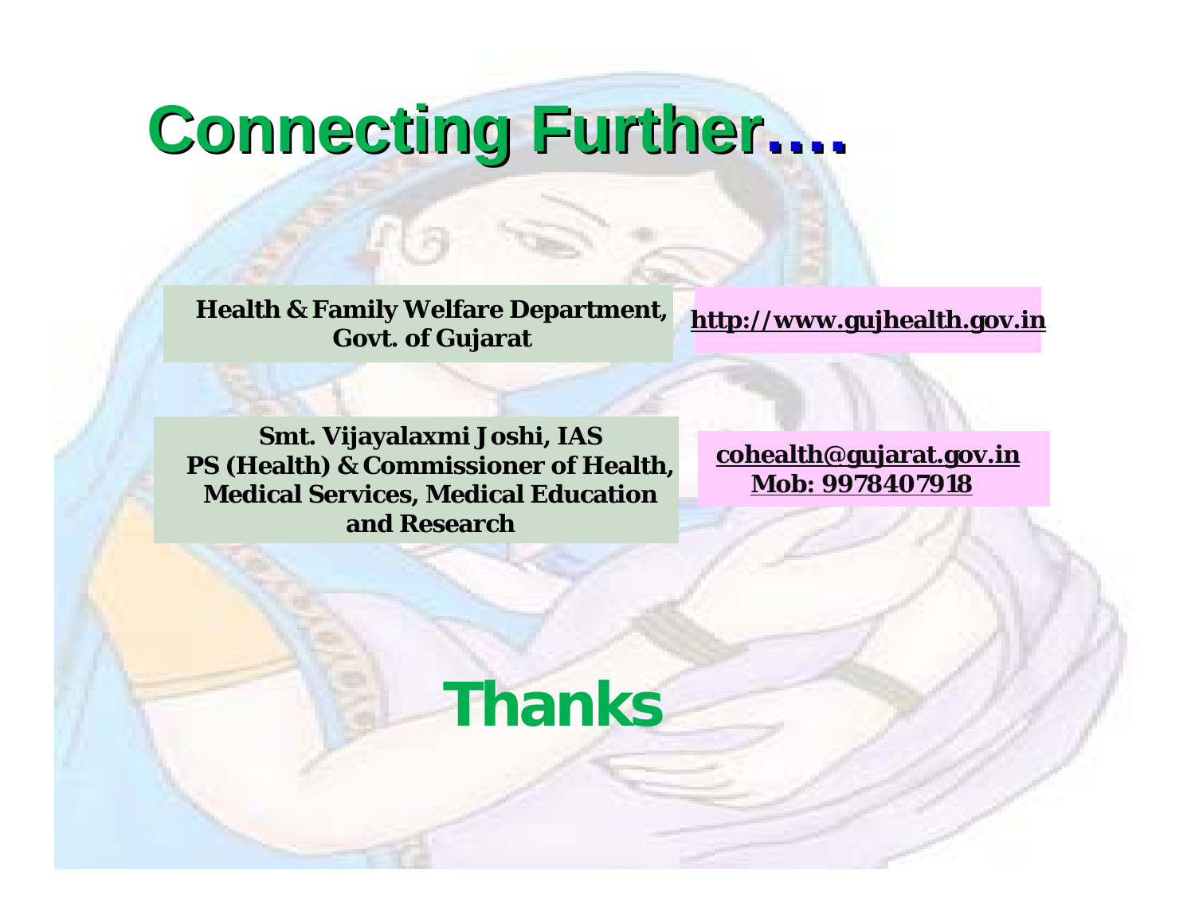# Connecting Further….

**Health & Family Welfare Department, Govt. of Gujarat**

**http://www.gujhealth.gov.in**

**Smt. Vijayalaxmi Joshi, IAS**
**PS (Health) & Commissioner of Health, Medical Services, Medical Education and Research**

**cohealth@gujarat.gov.in**
**Mob: 9978407918**

# Thanks